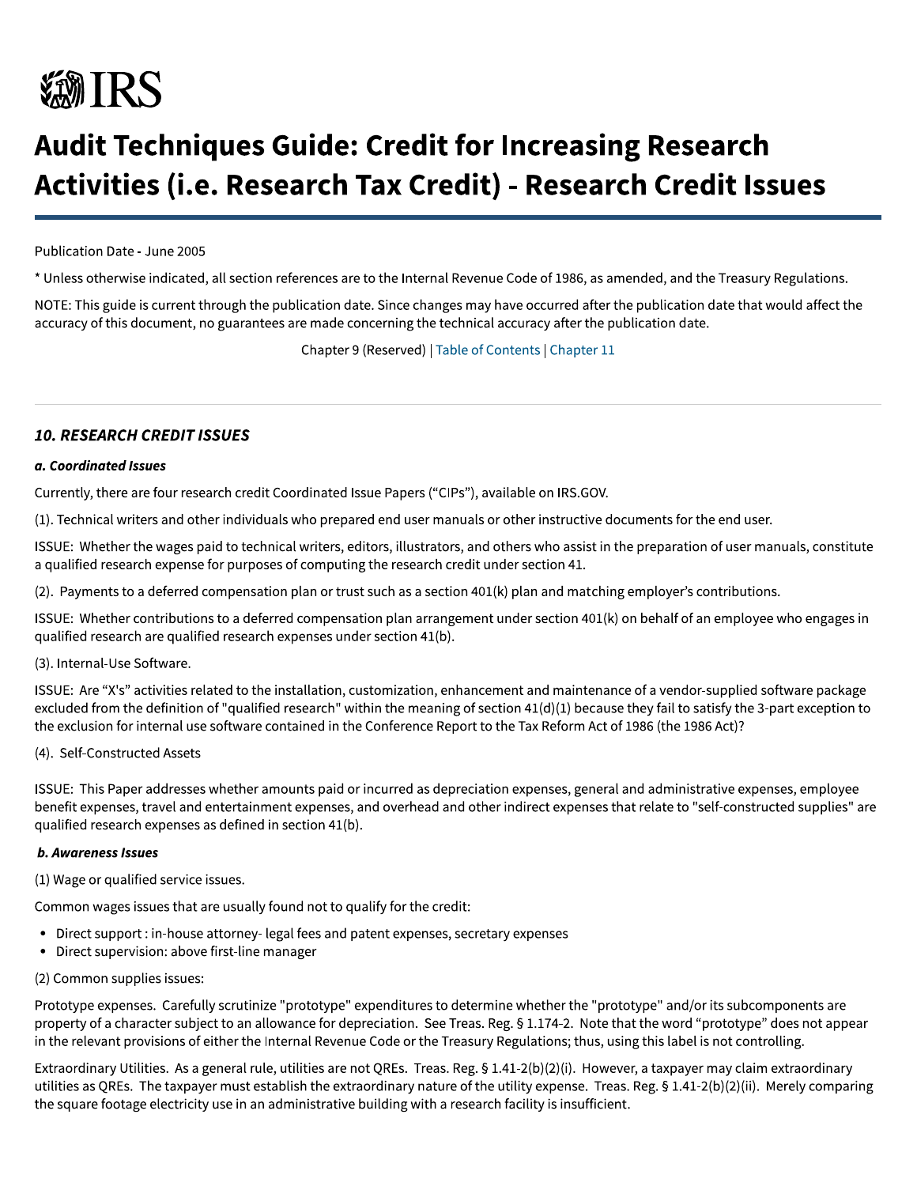# Audit Techniques Guide: Credit for Increasing Research Activities (i.e. Research Tax Credit) - Research Credit Issues

Publication Date - June 2005

* Unless otherwise indicated, all section references are to the Internal Revenue Code of 1986, as amended, and the Treasury Regulations.

NOTE: This guide is current through the publication date. Since changes may have occurred after the publication date that would affect the accuracy of this document, no guarantees are made concerning the technical accuracy after the publication date.

Chapter 9 (Reserved) | Table of Contents | Chapter 11

---

### *10. RESEARCH CREDIT ISSUES*

#### *a. Coordinated Issues*

Currently, there are four research credit Coordinated Issue Papers ("CIPs"), available on IRS.GOV.

(1). Technical writers and other individuals who prepared end user manuals or other instructive documents for the end user.

ISSUE: Whether the wages paid to technical writers, editors, illustrators, and others who assist in the preparation of user manuals, constitute a qualified research expense for purposes of computing the research credit under section 41.

(2). Payments to a deferred compensation plan or trust such as a section 401(k) plan and matching employer's contributions.

ISSUE: Whether contributions to a deferred compensation plan arrangement under section 401(k) on behalf of an employee who engages in qualified research are qualified research expenses under section 41(b).

(3). Internal-Use Software.

ISSUE: Are "X's" activities related to the installation, customization, enhancement and maintenance of a vendor-supplied software package excluded from the definition of "qualified research" within the meaning of section 41(d)(1) because they fail to satisfy the 3-part exception to the exclusion for internal use software contained in the Conference Report to the Tax Reform Act of 1986 (the 1986 Act)?

(4). Self-Constructed Assets

ISSUE: This Paper addresses whether amounts paid or incurred as depreciation expenses, general and administrative expenses, employee benefit expenses, travel and entertainment expenses, and overhead and other indirect expenses that relate to "self-constructed supplies" are qualified research expenses as defined in section 41(b).

#### *b. Awareness Issues*

(1) Wage or qualified service issues.

Common wages issues that are usually found not to qualify for the credit:

- Direct support : in-house attorney- legal fees and patent expenses, secretary expenses
- Direct supervision: above first-line manager

(2) Common supplies issues:

Prototype expenses. Carefully scrutinize "prototype" expenditures to determine whether the "prototype" and/or its subcomponents are property of a character subject to an allowance for depreciation. See Treas. Reg. § 1.174-2. Note that the word "prototype" does not appear in the relevant provisions of either the Internal Revenue Code or the Treasury Regulations; thus, using this label is not controlling.

Extraordinary Utilities. As a general rule, utilities are not QREs. Treas. Reg. § 1.41-2(b)(2)(i). However, a taxpayer may claim extraordinary utilities as QREs. The taxpayer must establish the extraordinary nature of the utility expense. Treas. Reg. § 1.41-2(b)(2)(ii). Merely comparing the square footage electricity use in an administrative building with a research facility is insufficient.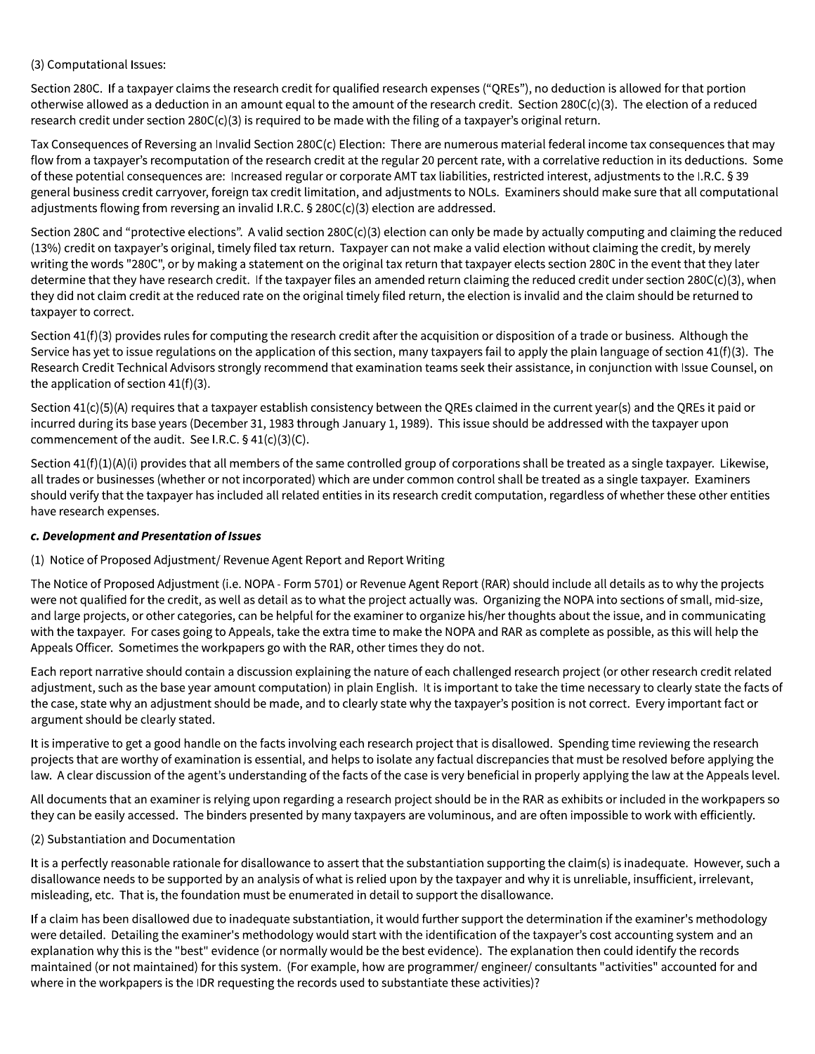(3) Computational Issues:

Section 280C. If a taxpayer claims the research credit for qualified research expenses ("QREs"), no deduction is allowed for that portion otherwise allowed as a deduction in an amount equal to the amount of the research credit. Section 280C(c)(3). The election of a reduced research credit under section 280C(c)(3) is required to be made with the filing of a taxpayer's original return.

Tax Consequences of Reversing an Invalid Section 280C(c) Election: There are numerous material federal income tax consequences that may flow from a taxpayer's recomputation of the research credit at the regular 20 percent rate, with a correlative reduction in its deductions. Some of these potential consequences are: Increased regular or corporate AMT tax liabilities, restricted interest, adjustments to the I.R.C. § 39 general business credit carryover, foreign tax credit limitation, and adjustments to NOLs. Examiners should make sure that all computational adjustments flowing from reversing an invalid I.R.C. § 280C(c)(3) election are addressed.

Section 280C and "protective elections". A valid section 280C(c)(3) election can only be made by actually computing and claiming the reduced (13%) credit on taxpayer's original, timely filed tax return. Taxpayer can not make a valid election without claiming the credit, by merely writing the words "280C", or by making a statement on the original tax return that taxpayer elects section 280C in the event that they later determine that they have research credit. If the taxpayer files an amended return claiming the reduced credit under section 280C(c)(3), when they did not claim credit at the reduced rate on the original timely filed return, the election is invalid and the claim should be returned to taxpayer to correct.

Section 41(f)(3) provides rules for computing the research credit after the acquisition or disposition of a trade or business. Although the Service has yet to issue regulations on the application of this section, many taxpayers fail to apply the plain language of section 41(f)(3). The Research Credit Technical Advisors strongly recommend that examination teams seek their assistance, in conjunction with Issue Counsel, on the application of section 41(f)(3).

Section 41(c)(5)(A) requires that a taxpayer establish consistency between the QREs claimed in the current year(s) and the QREs it paid or incurred during its base years (December 31, 1983 through January 1, 1989). This issue should be addressed with the taxpayer upon commencement of the audit. See I.R.C. § 41(c)(3)(C).

Section 41(f)(1)(A)(i) provides that all members of the same controlled group of corporations shall be treated as a single taxpayer. Likewise, all trades or businesses (whether or not incorporated) which are under common control shall be treated as a single taxpayer. Examiners should verify that the taxpayer has included all related entities in its research credit computation, regardless of whether these other entities have research expenses.

***c. Development and Presentation of Issues***

(1) Notice of Proposed Adjustment/ Revenue Agent Report and Report Writing

The Notice of Proposed Adjustment (i.e. NOPA - Form 5701) or Revenue Agent Report (RAR) should include all details as to why the projects were not qualified for the credit, as well as detail as to what the project actually was. Organizing the NOPA into sections of small, mid-size, and large projects, or other categories, can be helpful for the examiner to organize his/her thoughts about the issue, and in communicating with the taxpayer. For cases going to Appeals, take the extra time to make the NOPA and RAR as complete as possible, as this will help the Appeals Officer. Sometimes the workpapers go with the RAR, other times they do not.

Each report narrative should contain a discussion explaining the nature of each challenged research project (or other research credit related adjustment, such as the base year amount computation) in plain English. It is important to take the time necessary to clearly state the facts of the case, state why an adjustment should be made, and to clearly state why the taxpayer's position is not correct. Every important fact or argument should be clearly stated.

It is imperative to get a good handle on the facts involving each research project that is disallowed. Spending time reviewing the research projects that are worthy of examination is essential, and helps to isolate any factual discrepancies that must be resolved before applying the law. A clear discussion of the agent's understanding of the facts of the case is very beneficial in properly applying the law at the Appeals level.

All documents that an examiner is relying upon regarding a research project should be in the RAR as exhibits or included in the workpapers so they can be easily accessed. The binders presented by many taxpayers are voluminous, and are often impossible to work with efficiently.

(2) Substantiation and Documentation

It is a perfectly reasonable rationale for disallowance to assert that the substantiation supporting the claim(s) is inadequate. However, such a disallowance needs to be supported by an analysis of what is relied upon by the taxpayer and why it is unreliable, insufficient, irrelevant, misleading, etc. That is, the foundation must be enumerated in detail to support the disallowance.

If a claim has been disallowed due to inadequate substantiation, it would further support the determination if the examiner's methodology were detailed. Detailing the examiner's methodology would start with the identification of the taxpayer's cost accounting system and an explanation why this is the "best" evidence (or normally would be the best evidence). The explanation then could identify the records maintained (or not maintained) for this system. (For example, how are programmer/ engineer/ consultants "activities" accounted for and where in the workpapers is the IDR requesting the records used to substantiate these activities)?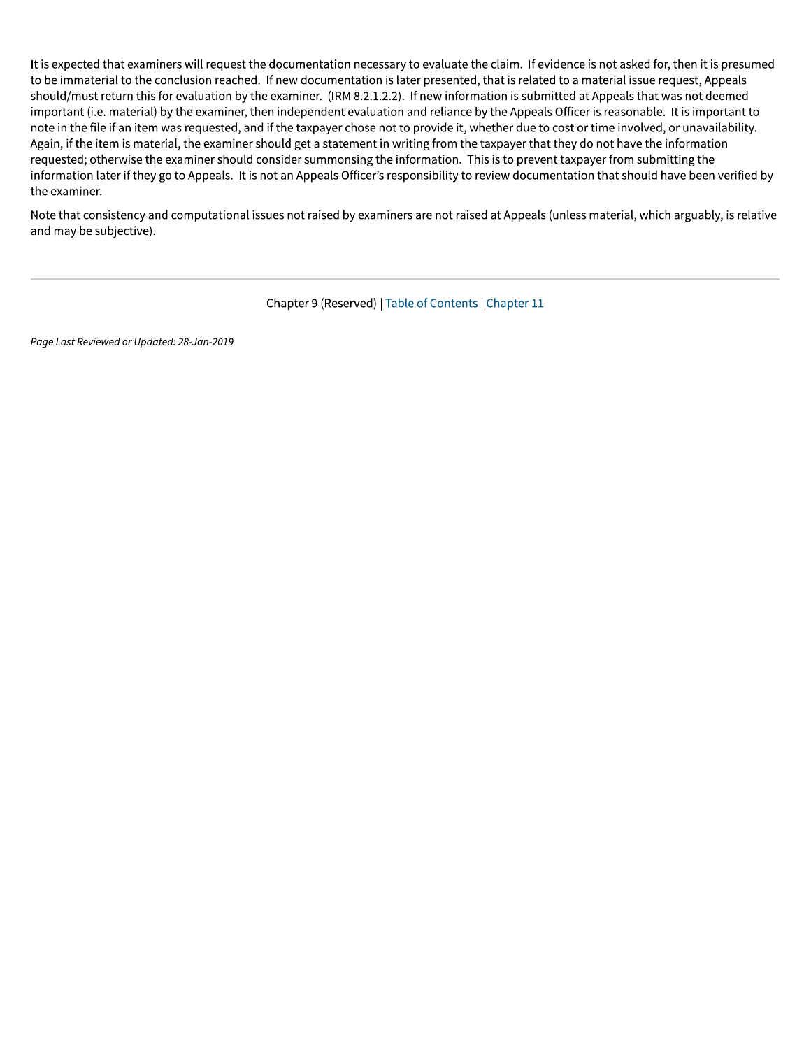It is expected that examiners will request the documentation necessary to evaluate the claim. If evidence is not asked for, then it is presumed to be immaterial to the conclusion reached. If new documentation is later presented, that is related to a material issue request, Appeals should/must return this for evaluation by the examiner. (IRM 8.2.1.2.2). If new information is submitted at Appeals that was not deemed important (i.e. material) by the examiner, then independent evaluation and reliance by the Appeals Officer is reasonable. It is important to note in the file if an item was requested, and if the taxpayer chose not to provide it, whether due to cost or time involved, or unavailability. Again, if the item is material, the examiner should get a statement in writing from the taxpayer that they do not have the information requested; otherwise the examiner should consider summonsing the information. This is to prevent taxpayer from submitting the information later if they go to Appeals. It is not an Appeals Officer's responsibility to review documentation that should have been verified by the examiner.

Note that consistency and computational issues not raised by examiners are not raised at Appeals (unless material, which arguably, is relative and may be subjective).

---

Chapter 9 (Reserved) | Table of Contents | Chapter 11

*Page Last Reviewed or Updated: 28-Jan-2019*